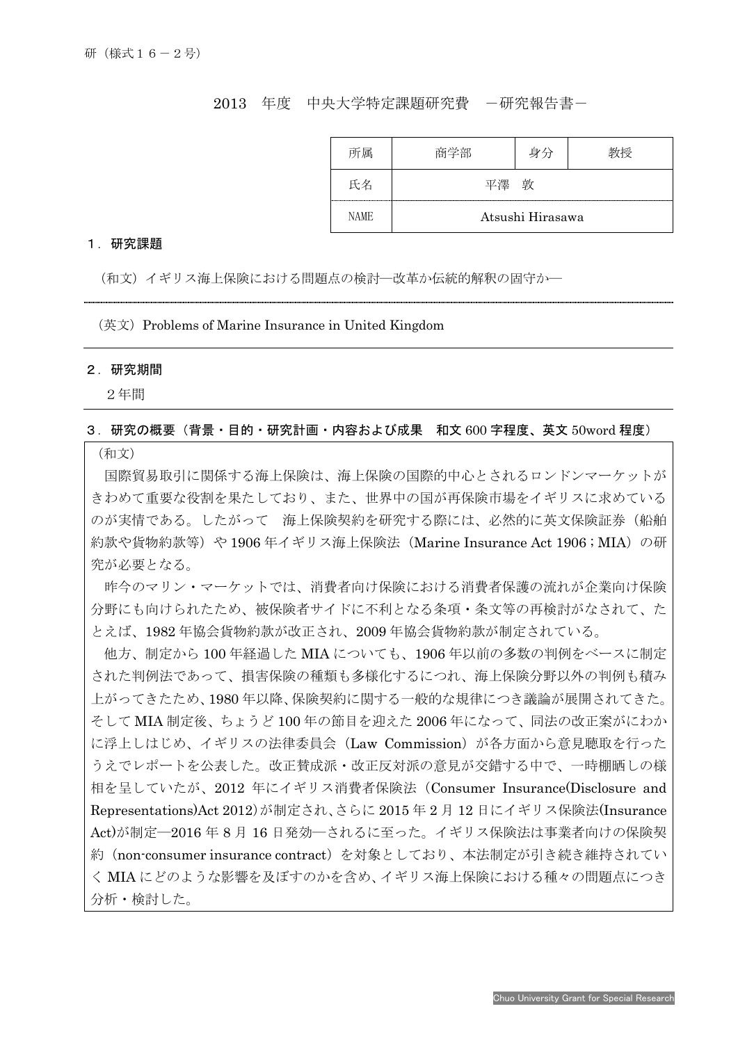研（様式１６－２号）

# 2013　年度　中央大学特定課題研究費　－研究報告書－

| 所属 | 商学部 | 身分 | 教授 |
|---|---|---|---|
| 氏名 | 平澤　敦 | | |
| NAME | Atsushi Hirasawa | | |

## １．研究課題

（和文）イギリス海上保険における問題点の検討―改革か伝統的解釈の固守か―

（英文）Problems of Marine Insurance in United Kingdom

## ２．研究期間

２年間

## ３．研究の概要（背景・目的・研究計画・内容および成果　和文 600 字程度、英文 50word 程度）

（和文）

国際貿易取引に関係する海上保険は、海上保険の国際的中心とされるロンドンマーケットがきわめて重要な役割を果たしており、また、世界中の国が再保険市場をイギリスに求めているのが実情である。したがって　海上保険契約を研究する際には、必然的に英文保険証券（船舶約款や貨物約款等）や 1906 年イギリス海上保険法（Marine Insurance Act 1906；MIA）の研究が必要となる。

昨今のマリン・マーケットでは、消費者向け保険における消費者保護の流れが企業向け保険分野にも向けられたため、被保険者サイドに不利となる条項・条文等の再検討がなされて、たとえば、1982 年協会貨物約款が改正され、2009 年協会貨物約款が制定されている。

他方、制定から 100 年経過した MIA についても、1906 年以前の多数の判例をベースに制定された判例法であって、損害保険の種類も多様化するにつれ、海上保険分野以外の判例も積み上がってきたため、1980 年以降、保険契約に関する一般的な規律につき議論が展開されてきた。そして MIA 制定後、ちょうど 100 年の節目を迎えた 2006 年になって、同法の改正案がにわかに浮上しはじめ、イギリスの法律委員会（Law Commission）が各方面から意見聴取を行ったうえでレポートを公表した。改正賛成派・改正反対派の意見が交錯する中で、一時棚晒しの様相を呈していたが、2012 年にイギリス消費者保険法（Consumer Insurance(Disclosure and Representations)Act 2012）が制定され、さらに 2015 年 2 月 12 日にイギリス保険法(Insurance Act)が制定―2016 年 8 月 16 日発効―されるに至った。イギリス保険法は事業者向けの保険契約（non-consumer insurance contract）を対象としており、本法制定が引き続き維持されていく MIA にどのような影響を及ぼすのかを含め、イギリス海上保険における種々の問題点につき分析・検討した。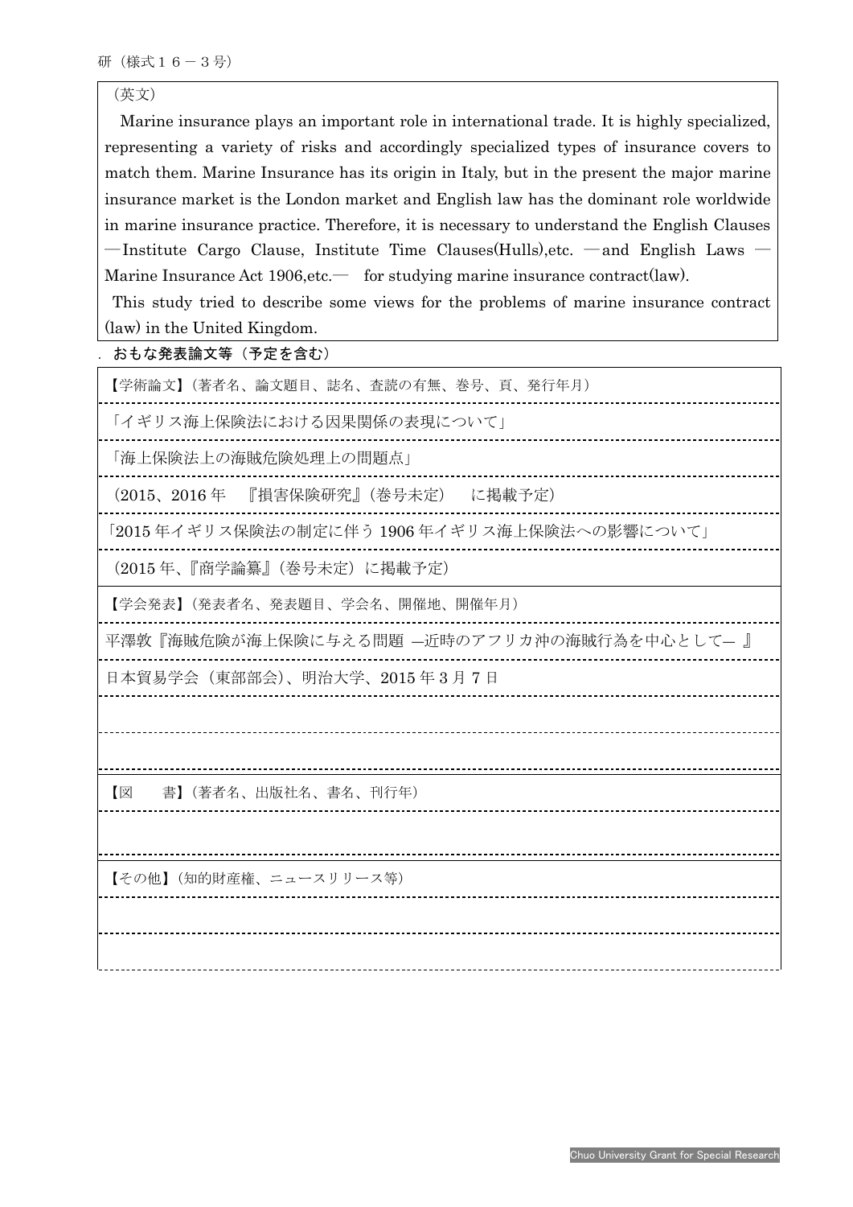研（様式１６－３号）

（英文）

Marine insurance plays an important role in international trade. It is highly specialized, representing a variety of risks and accordingly specialized types of insurance covers to match them. Marine Insurance has its origin in Italy, but in the present the major marine insurance market is the London market and English law has the dominant role worldwide in marine insurance practice. Therefore, it is necessary to understand the English Clauses —Institute Cargo Clause, Institute Time Clauses(Hulls),etc. —and English Laws — Marine Insurance Act 1906,etc.— for studying marine insurance contract(law).

This study tried to describe some views for the problems of marine insurance contract (law) in the United Kingdom.

## ．おもな発表論文等（予定を含む）

【学術論文】（著者名、論文題目、誌名、査読の有無、巻号、頁、発行年月）

「イギリス海上保険法における因果関係の表現について」

「海上保険法上の海賊危険処理上の問題点」

（2015、2016 年　『損害保険研究』（巻号未定）　に掲載予定）

「2015 年イギリス保険法の制定に伴う 1906 年イギリス海上保険法への影響について」

（2015 年、『商学論纂』（巻号未定）に掲載予定）

【学会発表】（発表者名、発表題目、学会名、開催地、開催年月）

平澤敦『海賊危険が海上保険に与える問題 ―近時のアフリカ沖の海賊行為を中心として― 』

日本貿易学会（東部部会）、明治大学、2015 年 3 月 7 日

【図　　書】（著者名、出版社名、書名、刊行年）

【その他】（知的財産権、ニュースリリース等）